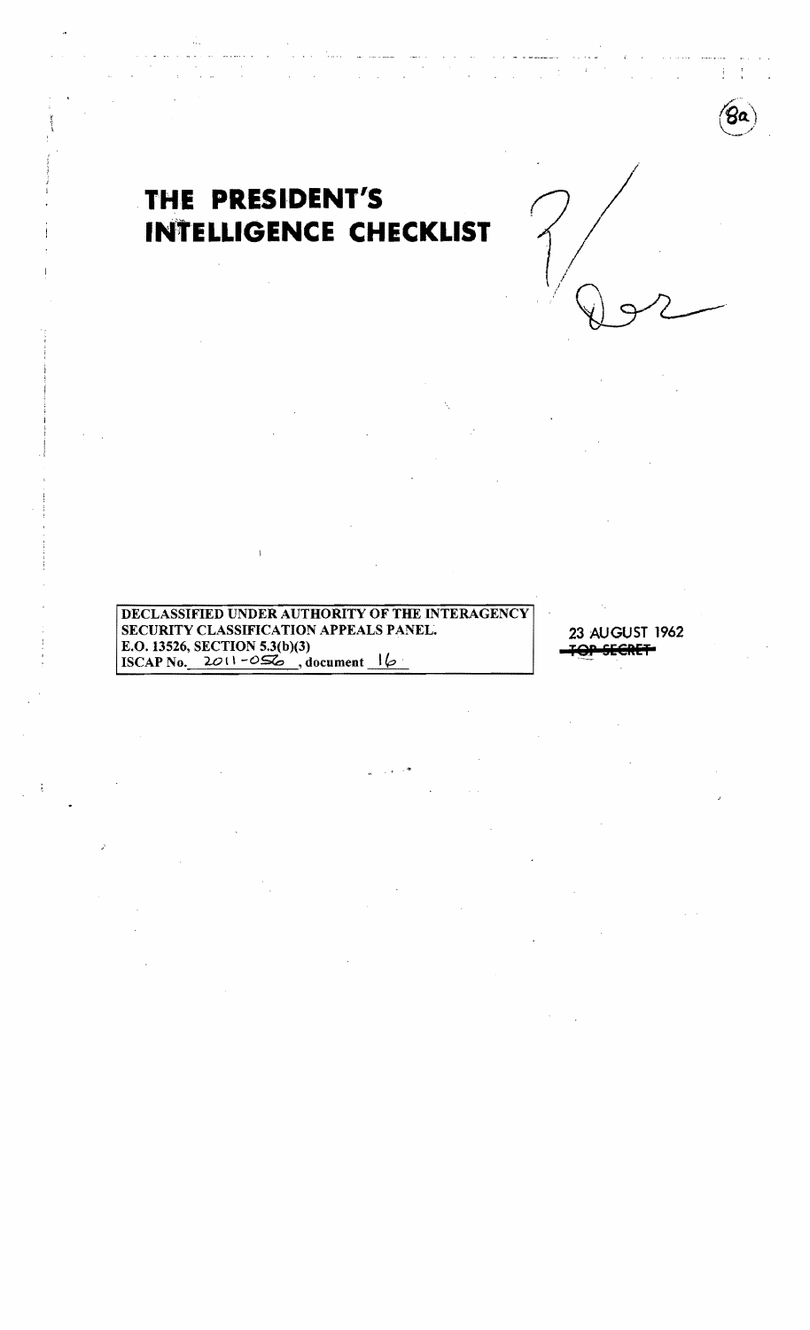# THE PRESIDENT'S INTELLIGENCE CHECKLIST

DECLASSIFIED UNDER AUTHORITY OF THE INTERAGENCY SECURITY CLASSIFICATION APPEALS PANEL.
E.O. 13526, SECTION 5.3(b)(3)
ISCAP No. 2011-056, document 16

23 AUGUST 1962

~~TOP SECRET~~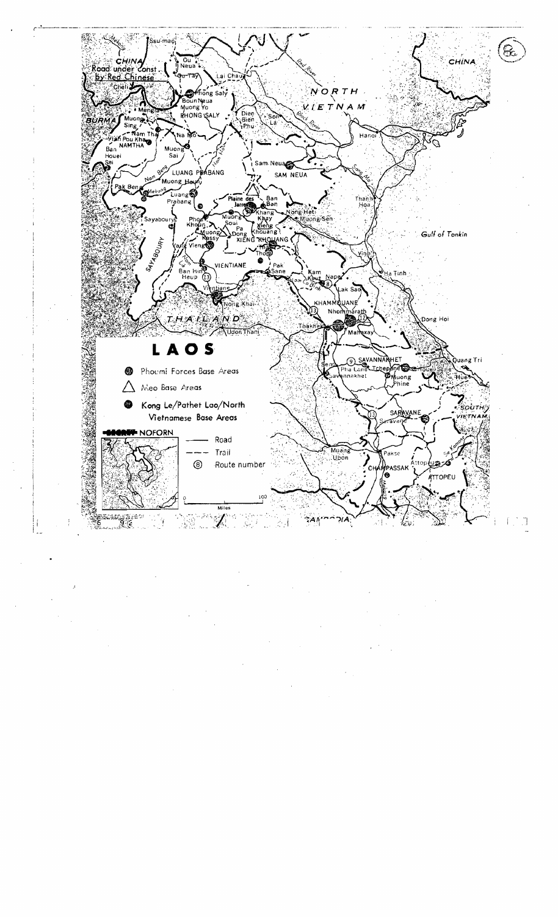# LAOS

- Phoumi Forces Base Areas
- Meo Base Areas
- Kong Le/Pathet Lao/North Vietnamese Base Areas

SECRET NOFORN

| Symbol | Meaning |
| --- | --- |
| ——— | Road |
| - - - | Trail |
| (8) | Route number |

0 — 100 Miles

CHINA · Road under const. by Red Chinese · BURMA · NORTH VIETNAM · THAILAND · SOUTH VIETNAM · CAMBODIA · Gulf of Tonkin

PHONG SALY · NAMTHA · LUANG PRABANG · SAM NEUA · SAYABOURY · XIENG KHOUANG · VIENTIANE · KHAMMOUANE · SAVANNAKHET · SARAVANE · CHAMPASSAK · ATTOPEU

Ssu-mao · Ou Neua · Ou Tay · Lai Chau · Cheli · Phong Saly · Boun Neua · Muong Yo · Mengla · Muong Sing · Nam Tha · Vieng Pou Kha · Ban Houei Sai · Na Mo · Muong Sai · Dien Bien Phu · Son La · Hanoi · Sam Neua · Pak Beng · Muong Houn · Luang Prabang · Plaine des Jarres · Ban Ban · Khang Khay · Nong Het · Muong Sen · Thanh Hoa · Sayaboury · Phou Khoun · Muong Soui · Pa Dong · Xieng Khouang · Muong Kassy · Vang Vieng · Tha Thom · Vinh · Ban Hin Heup · Pak Sane · Kam Keut · Nape · Ha Tinh · Lak Sao · Vientiane · Nong Khai · Nhommarath · Udon Thani · Thakhek · Mahaxay · Dong Hoi · Seno · Pha Lane · Tchepone · Quang Tri · Savannakhet · Muong Phine · Houei Sane · Hue · Saravane · Muang Ubon · Pakse · Attopeu

Mekong · Nam Beng · Nam Ngum · Nam Hou · Red River · Black River · Song Ma · Se Kamane · Nam Ca Dinh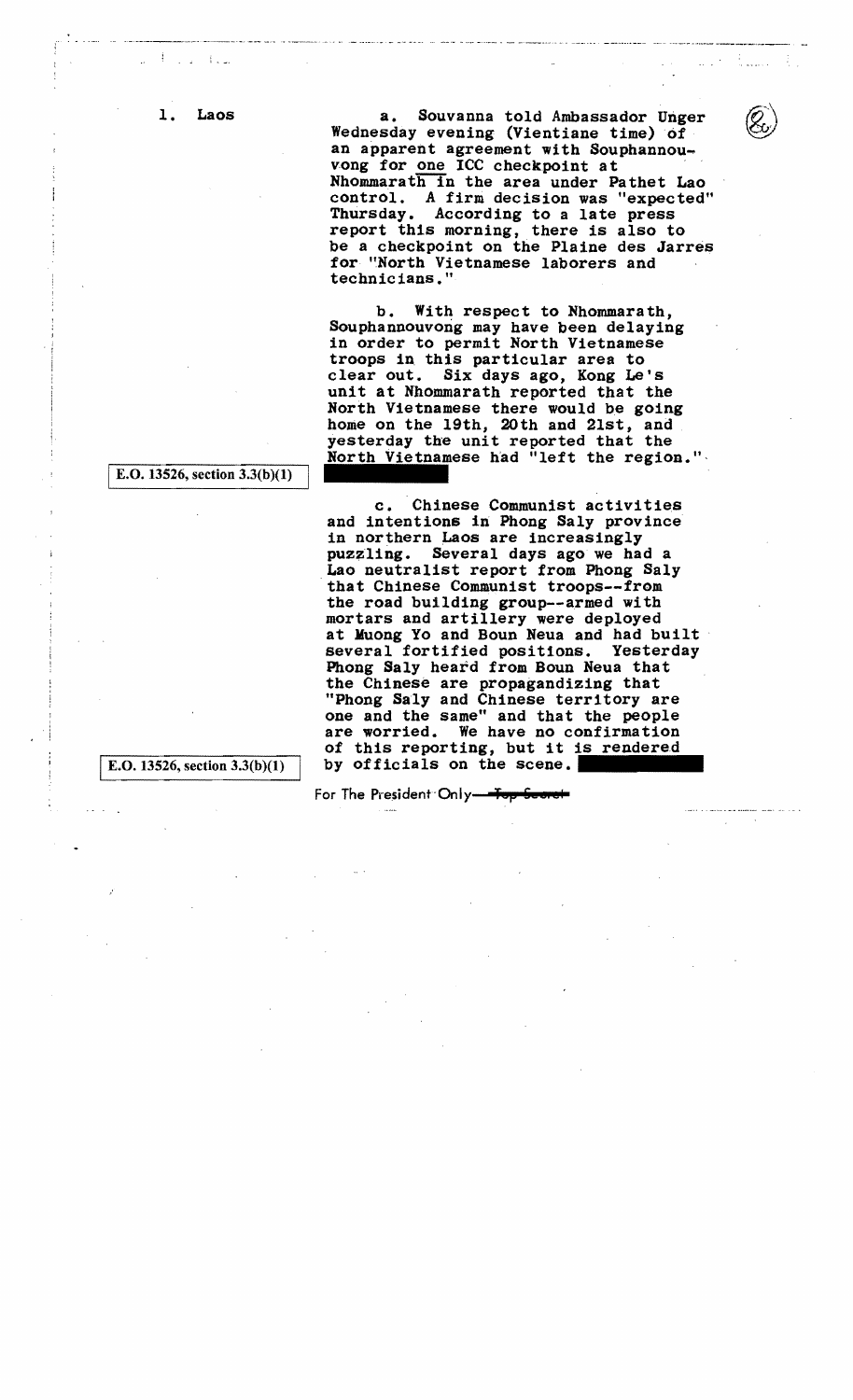## 1. Laos

a. Souvanna told Ambassador Unger Wednesday evening (Vientiane time) of an apparent agreement with Souphannouvong for one ICC checkpoint at Nhommarath in the area under Pathet Lao control. A firm decision was "expected" Thursday. According to a late press report this morning, there is also to be a checkpoint on the Plaine des Jarres for "North Vietnamese laborers and technicians."

b. With respect to Nhommarath, Souphannouvong may have been delaying in order to permit North Vietnamese troops in this particular area to clear out. Six days ago, Kong Le's unit at Nhommarath reported that the North Vietnamese there would be going home on the 19th, 20th and 21st, and yesterday the unit reported that the North Vietnamese had "left the region."

E.O. 13526, section 3.3(b)(1)

c. Chinese Communist activities and intentions in Phong Saly province in northern Laos are increasingly puzzling. Several days ago we had a Lao neutralist report from Phong Saly that Chinese Communist troops--from the road building group--armed with mortars and artillery were deployed at Muong Yo and Boun Neua and had built several fortified positions. Yesterday Phong Saly heard from Boun Neua that the Chinese are propagandizing that "Phong Saly and Chinese territory are one and the same" and that the people are worried. We have no confirmation of this reporting, but it is rendered by officials on the scene.

E.O. 13526, section 3.3(b)(1)

For The President Only—~~Top Secret~~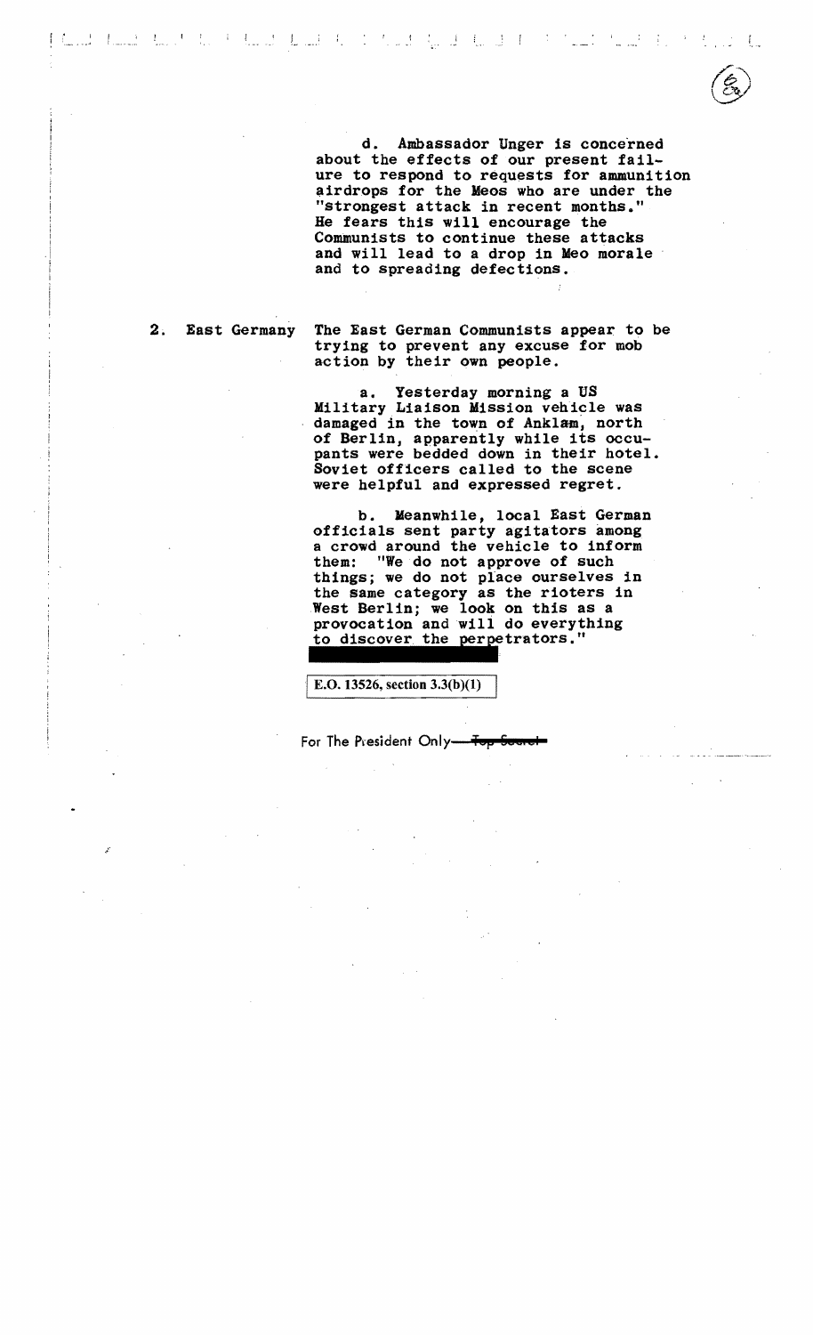d. Ambassador Unger is concerned about the effects of our present failure to respond to requests for ammunition airdrops for the Meos who are under the "strongest attack in recent months." He fears this will encourage the Communists to continue these attacks and will lead to a drop in Meo morale and to spreading defections.

2. East Germany

The East German Communists appear to be trying to prevent any excuse for mob action by their own people.

a. Yesterday morning a US Military Liaison Mission vehicle was damaged in the town of Anklam, north of Berlin, apparently while its occupants were bedded down in their hotel. Soviet officers called to the scene were helpful and expressed regret.

b. Meanwhile, local East German officials sent party agitators among a crowd around the vehicle to inform them: "We do not approve of such things; we do not place ourselves in the same category as the rioters in West Berlin; we look on this as a provocation and will do everything to discover the perpetrators."

E.O. 13526, section 3.3(b)(1)

For The President Only—~~Top Secret~~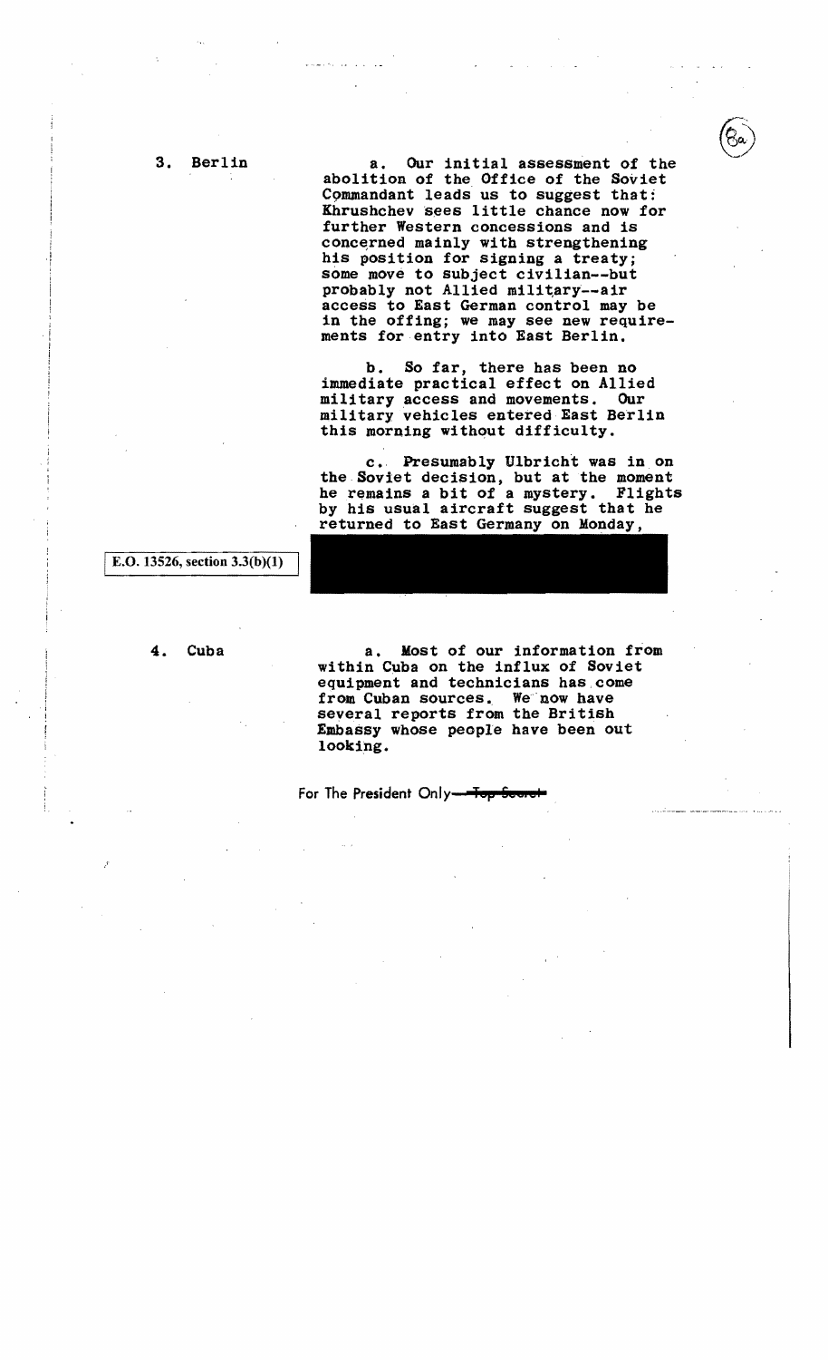3. Berlin

a. Our initial assessment of the abolition of the Office of the Soviet Commandant leads us to suggest that: Khrushchev sees little chance now for further Western concessions and is concerned mainly with strengthening his position for signing a treaty; some move to subject civilian--but probably not Allied military--air access to East German control may be in the offing; we may see new requirements for entry into East Berlin.

b. So far, there has been no immediate practical effect on Allied military access and movements. Our military vehicles entered East Berlin this morning without difficulty.

c. Presumably Ulbricht was in on the Soviet decision, but at the moment he remains a bit of a mystery. Flights by his usual aircraft suggest that he returned to East Germany on Monday,

E.O. 13526, section 3.3(b)(1)

4. Cuba

a. Most of our information from within Cuba on the influx of Soviet equipment and technicians has come from Cuban sources. We now have several reports from the British Embassy whose people have been out looking.

For The President Only—~~Top Secret~~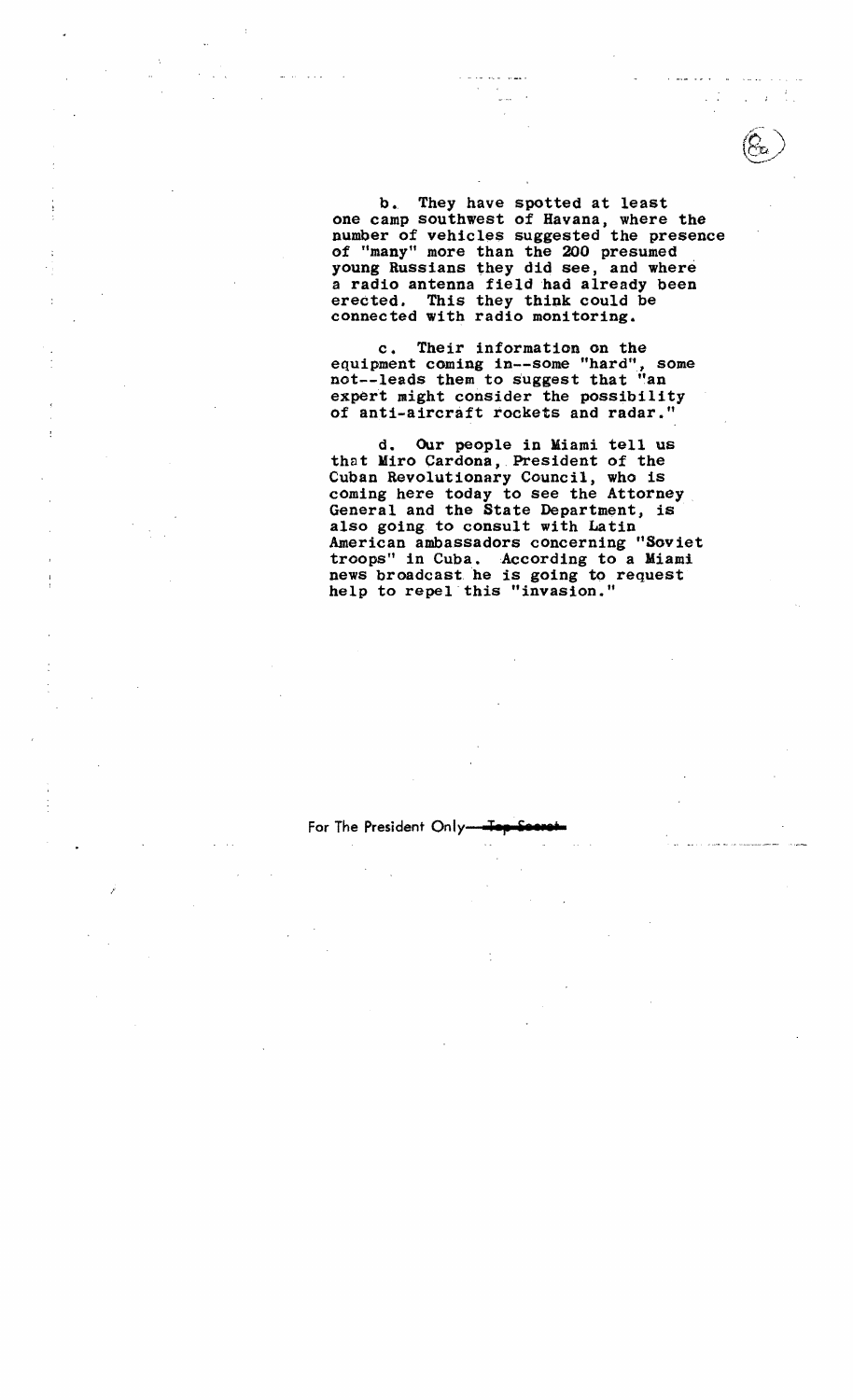b. They have spotted at least one camp southwest of Havana, where the number of vehicles suggested the presence of "many" more than the 200 presumed young Russians they did see, and where a radio antenna field had already been erected. This they think could be connected with radio monitoring.

c. Their information on the equipment coming in--some "hard", some not--leads them to suggest that "an expert might consider the possibility of anti-aircraft rockets and radar."

d. Our people in Miami tell us that Miro Cardona, President of the Cuban Revolutionary Council, who is coming here today to see the Attorney General and the State Department, is also going to consult with Latin American ambassadors concerning "Soviet troops" in Cuba. According to a Miami news broadcast he is going to request help to repel this "invasion."

For The President Only—~~Top Secret~~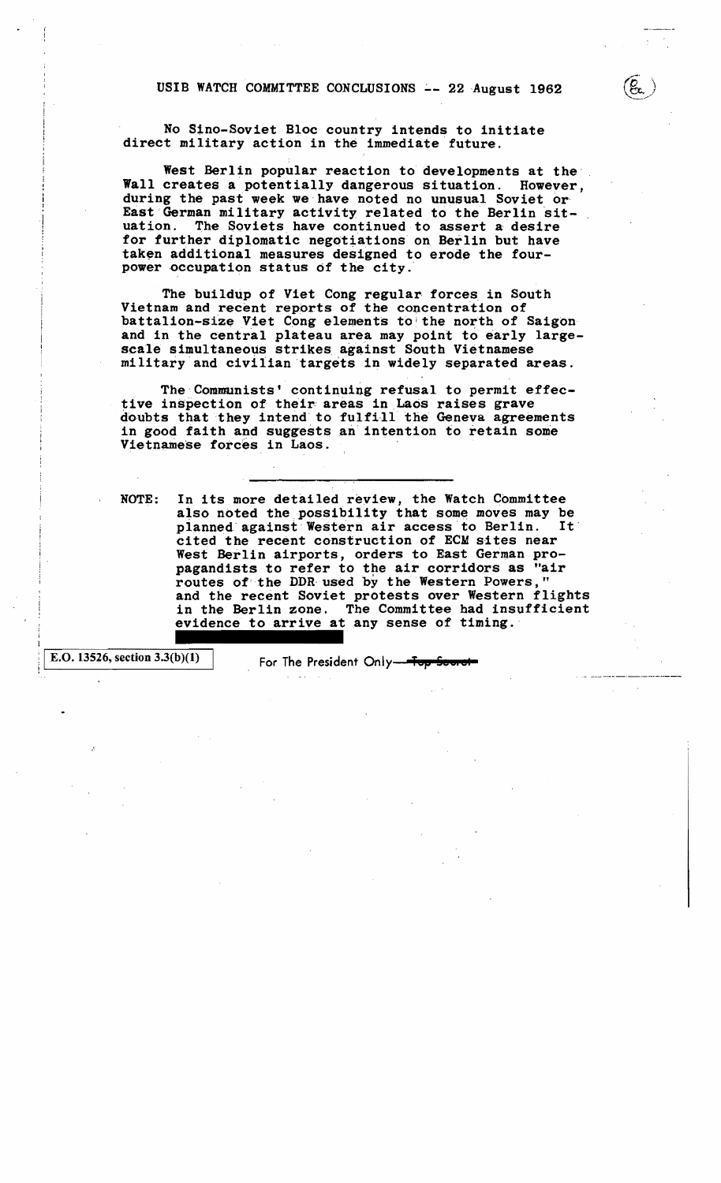# USIB WATCH COMMITTEE CONCLUSIONS -- 22 August 1962

No Sino-Soviet Bloc country intends to initiate direct military action in the immediate future.

West Berlin popular reaction to developments at the Wall creates a potentially dangerous situation. However, during the past week we have noted no unusual Soviet or East German military activity related to the Berlin situation. The Soviets have continued to assert a desire for further diplomatic negotiations on Berlin but have taken additional measures designed to erode the four-power occupation status of the city.

The buildup of Viet Cong regular forces in South Vietnam and recent reports of the concentration of battalion-size Viet Cong elements to the north of Saigon and in the central plateau area may point to early large-scale simultaneous strikes against South Vietnamese military and civilian targets in widely separated areas.

The Communists' continuing refusal to permit effective inspection of their areas in Laos raises grave doubts that they intend to fulfill the Geneva agreements in good faith and suggests an intention to retain some Vietnamese forces in Laos.

---

NOTE: In its more detailed review, the Watch Committee also noted the possibility that some moves may be planned against Western air access to Berlin. It cited the recent construction of ECM sites near West Berlin airports, orders to East German propagandists to refer to the air corridors as "air routes of the DDR used by the Western Powers," and the recent Soviet protests over Western flights in the Berlin zone. The Committee had insufficient evidence to arrive at any sense of timing.

E.O. 13526, section 3.3(b)(1)

For The President Only—~~Top Secret~~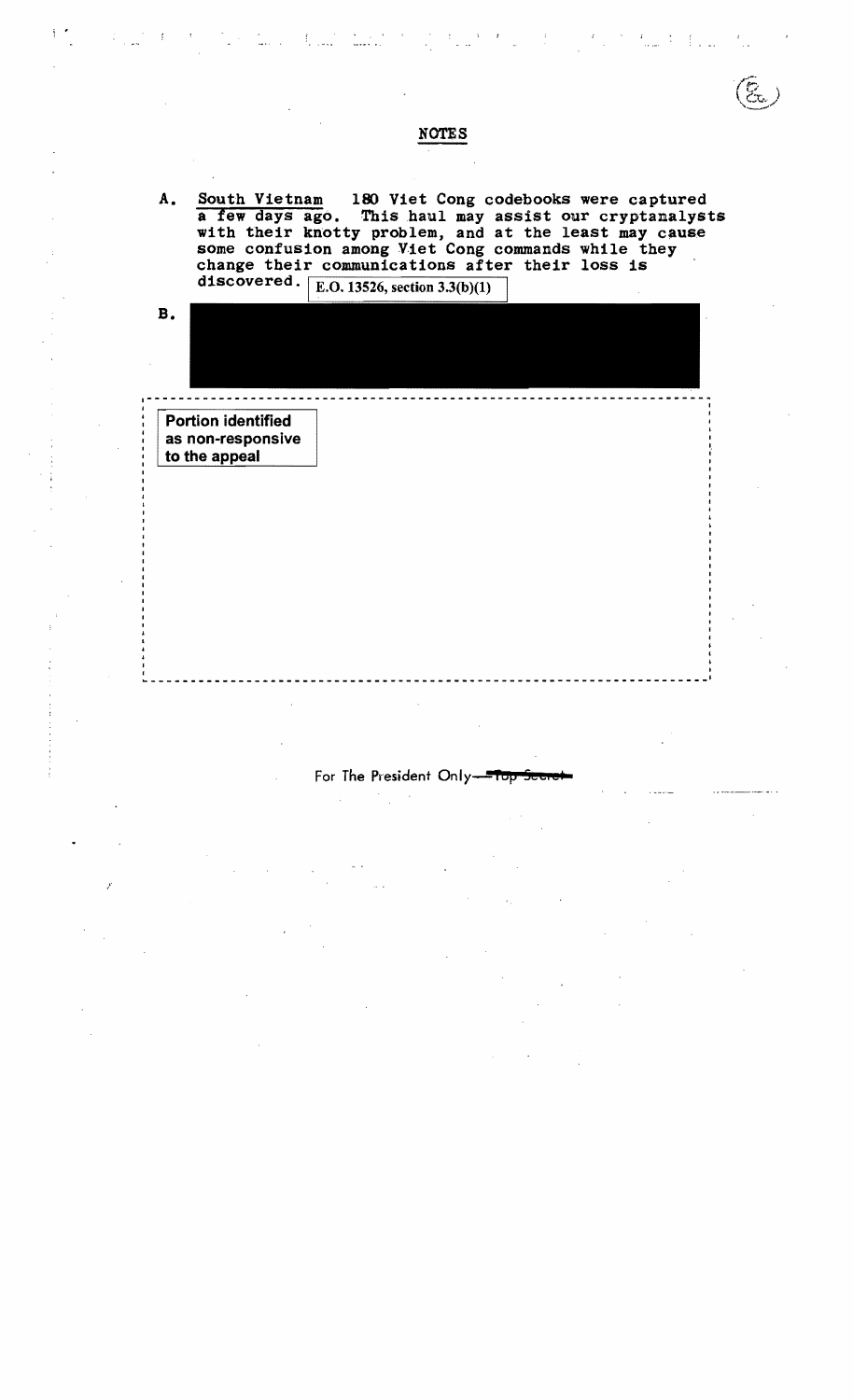## NOTES

A. South Vietnam 180 Viet Cong codebooks were captured a few days ago. This haul may assist our cryptanalysts with their knotty problem, and at the least may cause some confusion among Viet Cong commands while they change their communications after their loss is discovered. E.O. 13526, section 3.3(b)(1)

B.

Portion identified as non-responsive to the appeal

For The President Only—~~Top Secret~~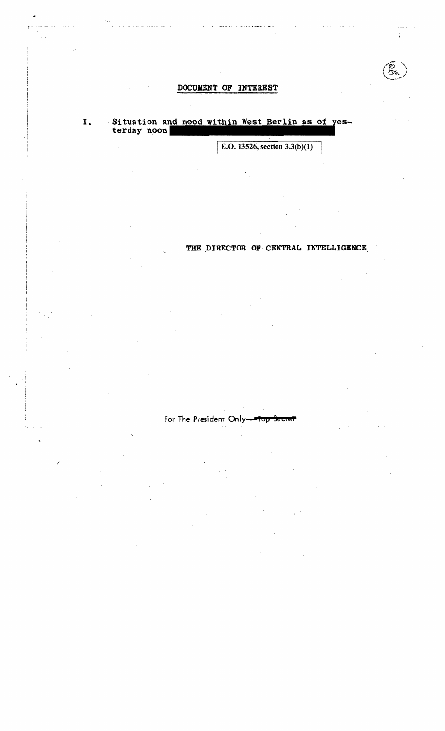## DOCUMENT OF INTEREST

I. Situation and mood within West Berlin as of yesterday noon

E.O. 13526, section 3.3(b)(1)

THE DIRECTOR OF CENTRAL INTELLIGENCE

For The President Only—~~Top Secret~~